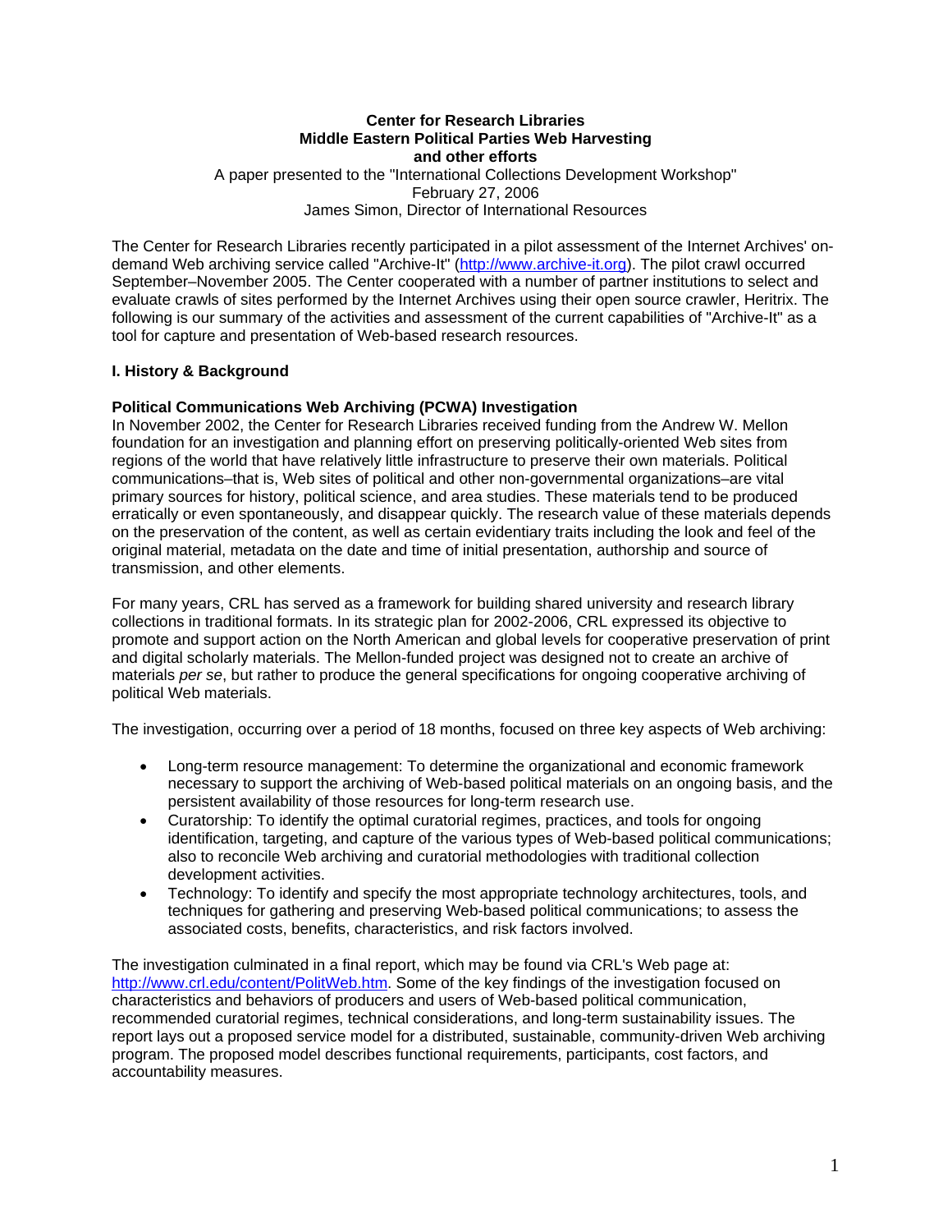**Center for Research Libraries**
**Middle Eastern Political Parties Web Harvesting**
**and other efforts**

A paper presented to the "International Collections Development Workshop"
February 27, 2006
James Simon, Director of International Resources

The Center for Research Libraries recently participated in a pilot assessment of the Internet Archives' on-demand Web archiving service called "Archive-It" (http://www.archive-it.org). The pilot crawl occurred September–November 2005. The Center cooperated with a number of partner institutions to select and evaluate crawls of sites performed by the Internet Archives using their open source crawler, Heritrix. The following is our summary of the activities and assessment of the current capabilities of "Archive-It" as a tool for capture and presentation of Web-based research resources.

## I. History & Background

### Political Communications Web Archiving (PCWA) Investigation

In November 2002, the Center for Research Libraries received funding from the Andrew W. Mellon foundation for an investigation and planning effort on preserving politically-oriented Web sites from regions of the world that have relatively little infrastructure to preserve their own materials. Political communications–that is, Web sites of political and other non-governmental organizations–are vital primary sources for history, political science, and area studies. These materials tend to be produced erratically or even spontaneously, and disappear quickly. The research value of these materials depends on the preservation of the content, as well as certain evidentiary traits including the look and feel of the original material, metadata on the date and time of initial presentation, authorship and source of transmission, and other elements.

For many years, CRL has served as a framework for building shared university and research library collections in traditional formats. In its strategic plan for 2002-2006, CRL expressed its objective to promote and support action on the North American and global levels for cooperative preservation of print and digital scholarly materials. The Mellon-funded project was designed not to create an archive of materials *per se*, but rather to produce the general specifications for ongoing cooperative archiving of political Web materials.

The investigation, occurring over a period of 18 months, focused on three key aspects of Web archiving:

- Long-term resource management: To determine the organizational and economic framework necessary to support the archiving of Web-based political materials on an ongoing basis, and the persistent availability of those resources for long-term research use.
- Curatorship: To identify the optimal curatorial regimes, practices, and tools for ongoing identification, targeting, and capture of the various types of Web-based political communications; also to reconcile Web archiving and curatorial methodologies with traditional collection development activities.
- Technology: To identify and specify the most appropriate technology architectures, tools, and techniques for gathering and preserving Web-based political communications; to assess the associated costs, benefits, characteristics, and risk factors involved.

The investigation culminated in a final report, which may be found via CRL's Web page at: http://www.crl.edu/content/PolitWeb.htm. Some of the key findings of the investigation focused on characteristics and behaviors of producers and users of Web-based political communication, recommended curatorial regimes, technical considerations, and long-term sustainability issues. The report lays out a proposed service model for a distributed, sustainable, community-driven Web archiving program. The proposed model describes functional requirements, participants, cost factors, and accountability measures.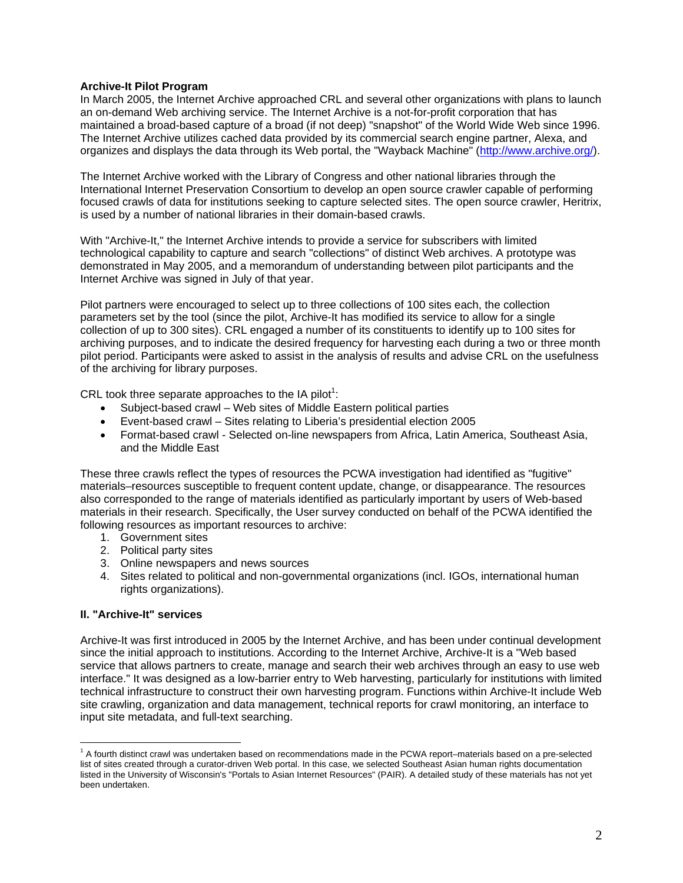**Archive-It Pilot Program**

In March 2005, the Internet Archive approached CRL and several other organizations with plans to launch an on-demand Web archiving service. The Internet Archive is a not-for-profit corporation that has maintained a broad-based capture of a broad (if not deep) "snapshot" of the World Wide Web since 1996. The Internet Archive utilizes cached data provided by its commercial search engine partner, Alexa, and organizes and displays the data through its Web portal, the "Wayback Machine" (http://www.archive.org/).

The Internet Archive worked with the Library of Congress and other national libraries through the International Internet Preservation Consortium to develop an open source crawler capable of performing focused crawls of data for institutions seeking to capture selected sites. The open source crawler, Heritrix, is used by a number of national libraries in their domain-based crawls.

With "Archive-It," the Internet Archive intends to provide a service for subscribers with limited technological capability to capture and search "collections" of distinct Web archives. A prototype was demonstrated in May 2005, and a memorandum of understanding between pilot participants and the Internet Archive was signed in July of that year.

Pilot partners were encouraged to select up to three collections of 100 sites each, the collection parameters set by the tool (since the pilot, Archive-It has modified its service to allow for a single collection of up to 300 sites). CRL engaged a number of its constituents to identify up to 100 sites for archiving purposes, and to indicate the desired frequency for harvesting each during a two or three month pilot period. Participants were asked to assist in the analysis of results and advise CRL on the usefulness of the archiving for library purposes.

CRL took three separate approaches to the IA pilot[1]:

- Subject-based crawl – Web sites of Middle Eastern political parties
- Event-based crawl – Sites relating to Liberia's presidential election 2005
- Format-based crawl - Selected on-line newspapers from Africa, Latin America, Southeast Asia, and the Middle East

These three crawls reflect the types of resources the PCWA investigation had identified as "fugitive" materials–resources susceptible to frequent content update, change, or disappearance. The resources also corresponded to the range of materials identified as particularly important by users of Web-based materials in their research. Specifically, the User survey conducted on behalf of the PCWA identified the following resources as important resources to archive:

1. Government sites
2. Political party sites
3. Online newspapers and news sources
4. Sites related to political and non-governmental organizations (incl. IGOs, international human rights organizations).

## II. "Archive-It" services

Archive-It was first introduced in 2005 by the Internet Archive, and has been under continual development since the initial approach to institutions. According to the Internet Archive, Archive-It is a "Web based service that allows partners to create, manage and search their web archives through an easy to use web interface." It was designed as a low-barrier entry to Web harvesting, particularly for institutions with limited technical infrastructure to construct their own harvesting program. Functions within Archive-It include Web site crawling, organization and data management, technical reports for crawl monitoring, an interface to input site metadata, and full-text searching.

---

[1] A fourth distinct crawl was undertaken based on recommendations made in the PCWA report–materials based on a pre-selected list of sites created through a curator-driven Web portal. In this case, we selected Southeast Asian human rights documentation listed in the University of Wisconsin's "Portals to Asian Internet Resources" (PAIR). A detailed study of these materials has not yet been undertaken.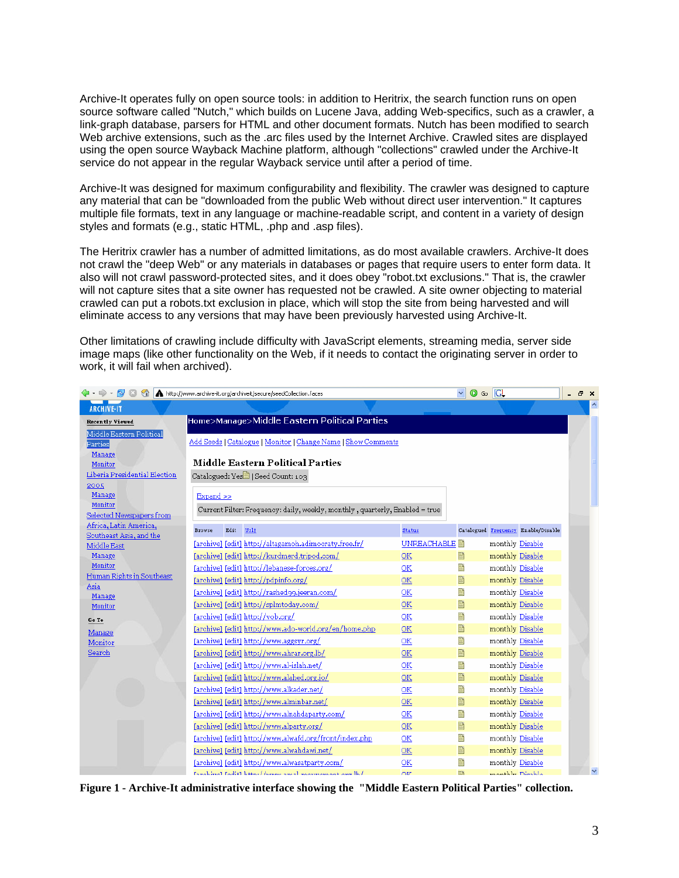Archive-It operates fully on open source tools: in addition to Heritrix, the search function runs on open source software called "Nutch," which builds on Lucene Java, adding Web-specifics, such as a crawler, a link-graph database, parsers for HTML and other document formats. Nutch has been modified to search Web archive extensions, such as the .arc files used by the Internet Archive. Crawled sites are displayed using the open source Wayback Machine platform, although "collections" crawled under the Archive-It service do not appear in the regular Wayback service until after a period of time.

Archive-It was designed for maximum configurability and flexibility. The crawler was designed to capture any material that can be "downloaded from the public Web without direct user intervention." It captures multiple file formats, text in any language or machine-readable script, and content in a variety of design styles and formats (e.g., static HTML, .php and .asp files).

The Heritrix crawler has a number of admitted limitations, as do most available crawlers. Archive-It does not crawl the "deep Web" or any materials in databases or pages that require users to enter form data. It also will not crawl password-protected sites, and it does obey "robot.txt exclusions." That is, the crawler will not capture sites that a site owner has requested not be crawled. A site owner objecting to material crawled can put a robots.txt exclusion in place, which will stop the site from being harvested and will eliminate access to any versions that may have been previously harvested using Archive-It.

Other limitations of crawling include difficulty with JavaScript elements, streaming media, server side image maps (like other functionality on the Web, if it needs to contact the originating server in order to work, it will fail when archived).

**Figure 1 - Archive-It administrative interface showing the "Middle Eastern Political Parties" collection.**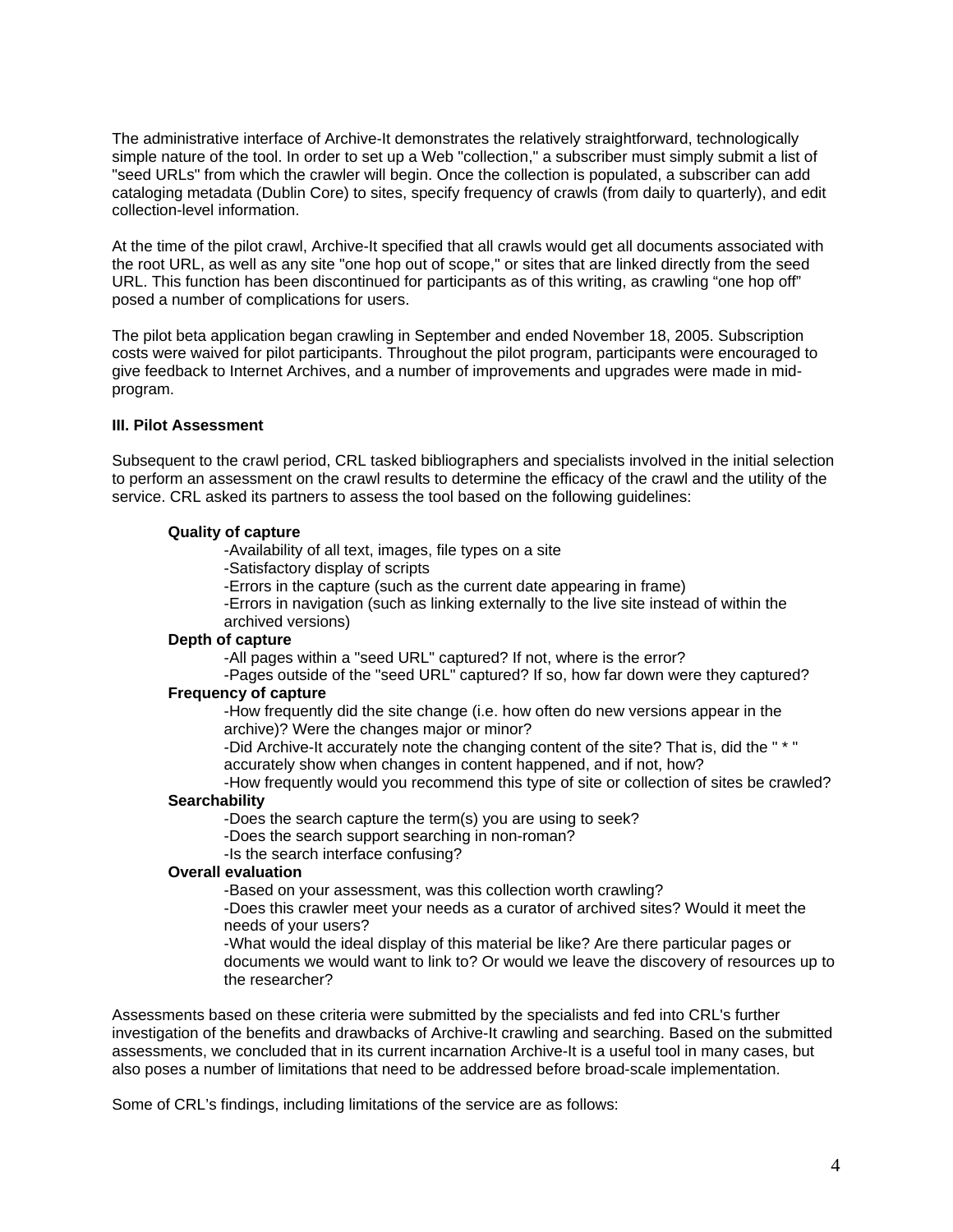The administrative interface of Archive-It demonstrates the relatively straightforward, technologically simple nature of the tool. In order to set up a Web "collection," a subscriber must simply submit a list of "seed URLs" from which the crawler will begin. Once the collection is populated, a subscriber can add cataloging metadata (Dublin Core) to sites, specify frequency of crawls (from daily to quarterly), and edit collection-level information.

At the time of the pilot crawl, Archive-It specified that all crawls would get all documents associated with the root URL, as well as any site "one hop out of scope," or sites that are linked directly from the seed URL. This function has been discontinued for participants as of this writing, as crawling "one hop off" posed a number of complications for users.

The pilot beta application began crawling in September and ended November 18, 2005. Subscription costs were waived for pilot participants. Throughout the pilot program, participants were encouraged to give feedback to Internet Archives, and a number of improvements and upgrades were made in mid-program.

### III. Pilot Assessment

Subsequent to the crawl period, CRL tasked bibliographers and specialists involved in the initial selection to perform an assessment on the crawl results to determine the efficacy of the crawl and the utility of the service. CRL asked its partners to assess the tool based on the following guidelines:

**Quality of capture**

- Availability of all text, images, file types on a site
- Satisfactory display of scripts
- Errors in the capture (such as the current date appearing in frame)
- Errors in navigation (such as linking externally to the live site instead of within the archived versions)

**Depth of capture**

- All pages within a "seed URL" captured? If not, where is the error?
- Pages outside of the "seed URL" captured? If so, how far down were they captured?

**Frequency of capture**

- How frequently did the site change (i.e. how often do new versions appear in the archive)? Were the changes major or minor?
- Did Archive-It accurately note the changing content of the site? That is, did the " * " accurately show when changes in content happened, and if not, how?
- How frequently would you recommend this type of site or collection of sites be crawled?

**Searchability**

- Does the search capture the term(s) you are using to seek?
- Does the search support searching in non-roman?
- Is the search interface confusing?

**Overall evaluation**

- Based on your assessment, was this collection worth crawling?
- Does this crawler meet your needs as a curator of archived sites? Would it meet the needs of your users?
- What would the ideal display of this material be like? Are there particular pages or documents we would want to link to? Or would we leave the discovery of resources up to the researcher?

Assessments based on these criteria were submitted by the specialists and fed into CRL's further investigation of the benefits and drawbacks of Archive-It crawling and searching. Based on the submitted assessments, we concluded that in its current incarnation Archive-It is a useful tool in many cases, but also poses a number of limitations that need to be addressed before broad-scale implementation.

Some of CRL's findings, including limitations of the service are as follows: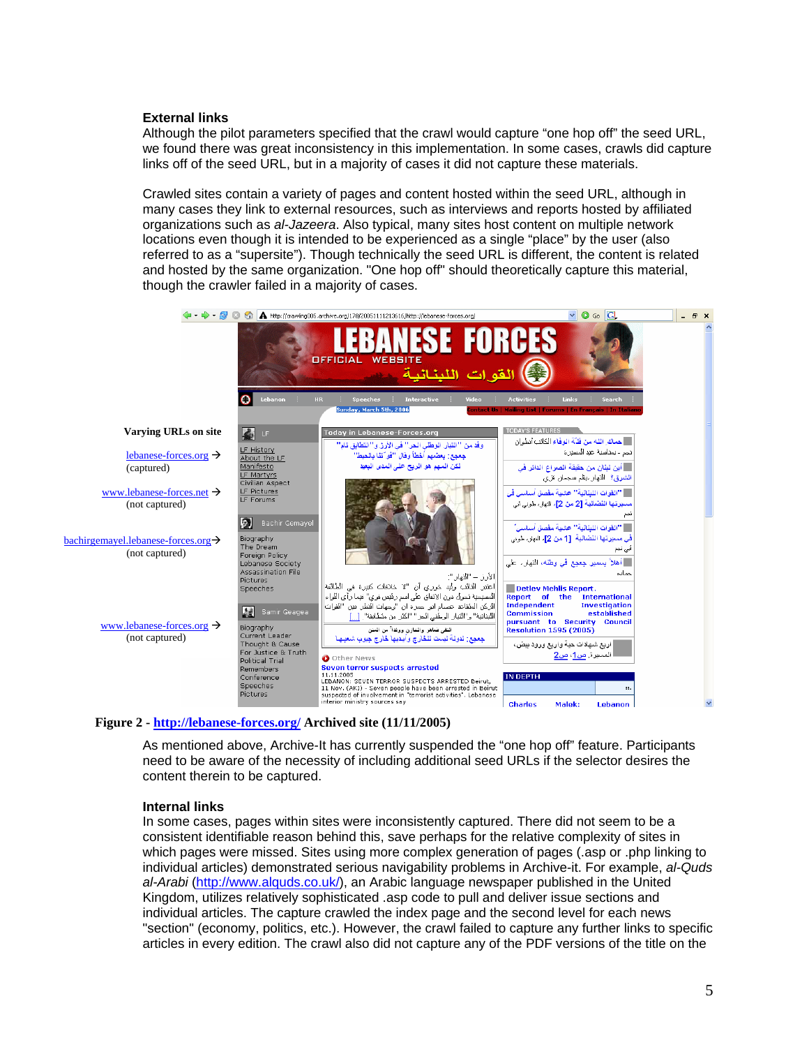### External links

Although the pilot parameters specified that the crawl would capture "one hop off" the seed URL, we found there was great inconsistency in this implementation. In some cases, crawls did capture links off of the seed URL, but in a majority of cases it did not capture these materials.

Crawled sites contain a variety of pages and content hosted within the seed URL, although in many cases they link to external resources, such as interviews and reports hosted by affiliated organizations such as *al-Jazeera*. Also typical, many sites host content on multiple network locations even though it is intended to be experienced as a single "place" by the user (also referred to as a "supersite"). Though technically the seed URL is different, the content is related and hosted by the same organization. "One hop off" should theoretically capture this material, though the crawler failed in a majority of cases.

**Varying URLs on site**

lebanese-forces.org → (captured)

www.lebanese-forces.net → (not captured)

bachirgemayel.lebanese-forces.org → (not captured)

www.lebanese-forces.org → (not captured)

**Figure 2 - http://lebanese-forces.org/ Archived site (11/11/2005)**

As mentioned above, Archive-It has currently suspended the "one hop off" feature. Participants need to be aware of the necessity of including additional seed URLs if the selector desires the content therein to be captured.

### Internal links

In some cases, pages within sites were inconsistently captured. There did not seem to be a consistent identifiable reason behind this, save perhaps for the relative complexity of sites in which pages were missed. Sites using more complex generation of pages (.asp or .php linking to individual articles) demonstrated serious navigability problems in Archive-it. For example, *al-Quds al-Arabi* (http://www.alquds.co.uk/), an Arabic language newspaper published in the United Kingdom, utilizes relatively sophisticated .asp code to pull and deliver issue sections and individual articles. The capture crawled the index page and the second level for each news "section" (economy, politics, etc.). However, the crawl failed to capture any further links to specific articles in every edition. The crawl also did not capture any of the PDF versions of the title on the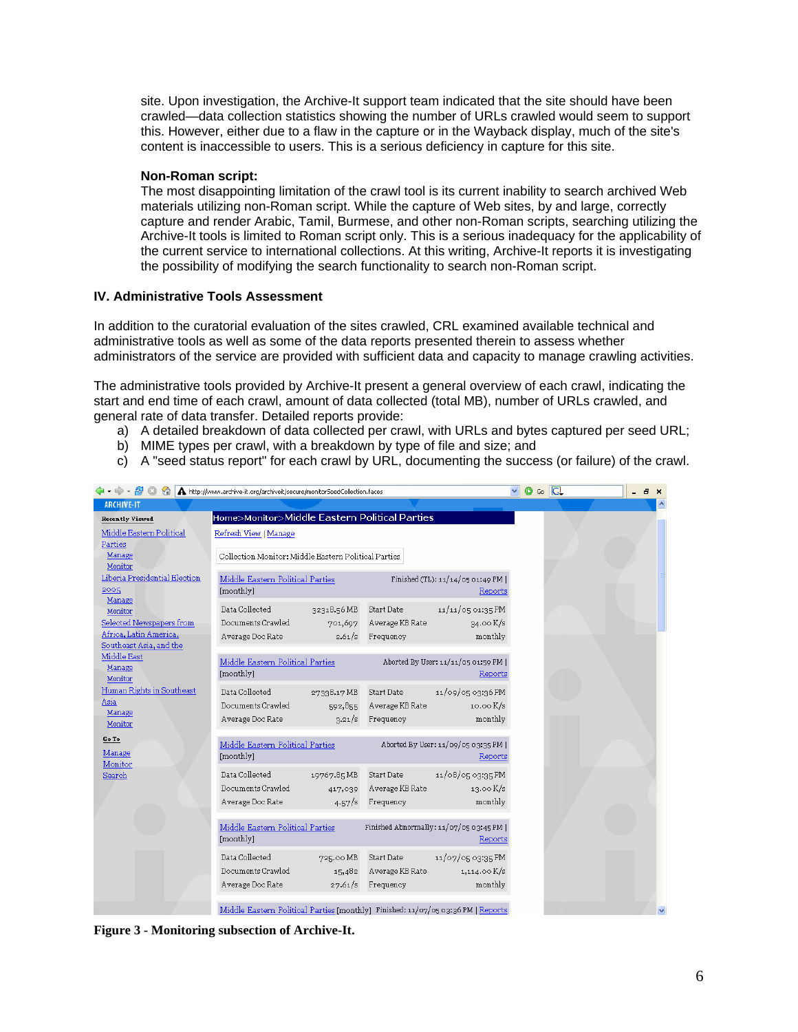site. Upon investigation, the Archive-It support team indicated that the site should have been crawled—data collection statistics showing the number of URLs crawled would seem to support this. However, either due to a flaw in the capture or in the Wayback display, much of the site's content is inaccessible to users. This is a serious deficiency in capture for this site.

**Non-Roman script:**
The most disappointing limitation of the crawl tool is its current inability to search archived Web materials utilizing non-Roman script. While the capture of Web sites, by and large, correctly capture and render Arabic, Tamil, Burmese, and other non-Roman scripts, searching utilizing the Archive-It tools is limited to Roman script only. This is a serious inadequacy for the applicability of the current service to international collections. At this writing, Archive-It reports it is investigating the possibility of modifying the search functionality to search non-Roman script.

## IV. Administrative Tools Assessment

In addition to the curatorial evaluation of the sites crawled, CRL examined available technical and administrative tools as well as some of the data reports presented therein to assess whether administrators of the service are provided with sufficient data and capacity to manage crawling activities.

The administrative tools provided by Archive-It present a general overview of each crawl, indicating the start and end time of each crawl, amount of data collected (total MB), number of URLs crawled, and general rate of data transfer. Detailed reports provide:

a) A detailed breakdown of data collected per crawl, with URLs and bytes captured per seed URL;
b) MIME types per crawl, with a breakdown by type of file and size; and
c) A "seed status report" for each crawl by URL, documenting the success (or failure) of the crawl.

**Figure 3 - Monitoring subsection of Archive-It.**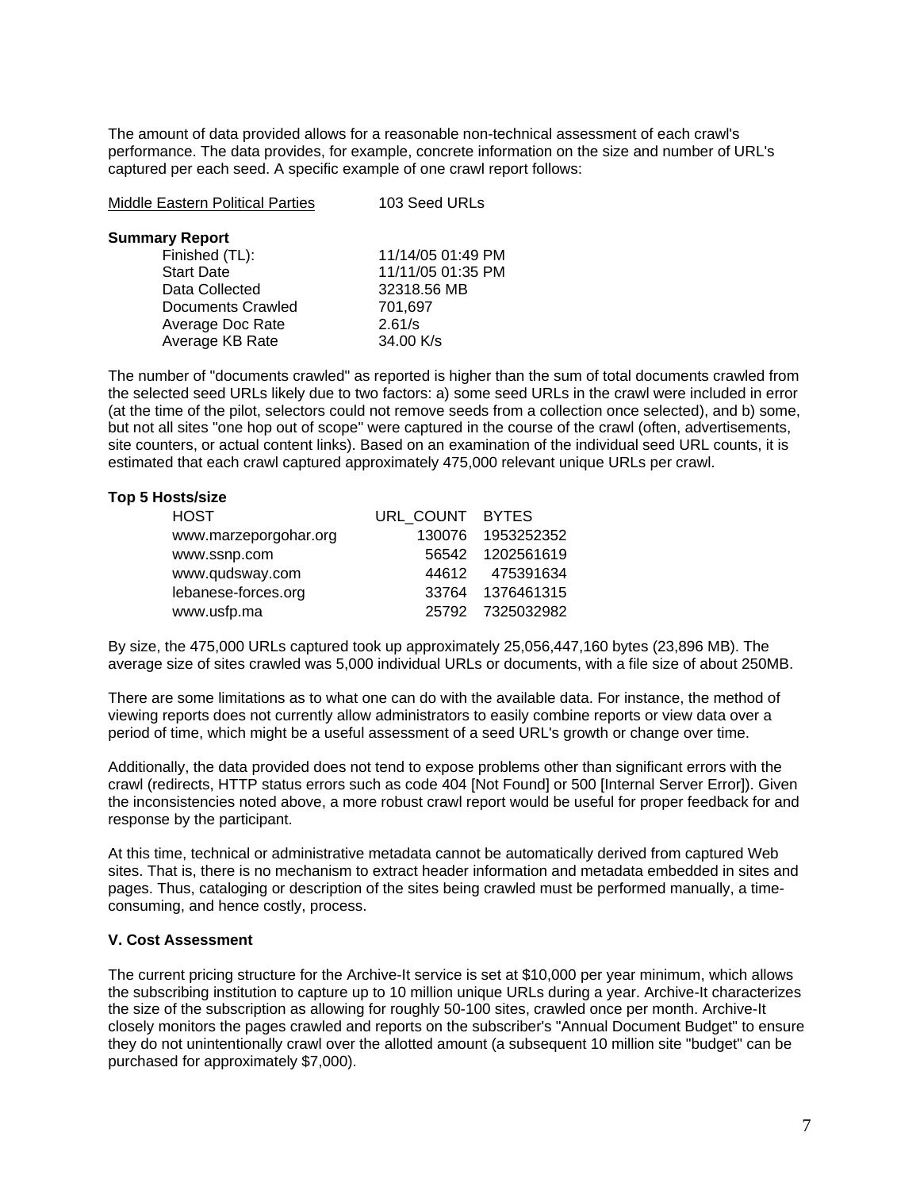The amount of data provided allows for a reasonable non-technical assessment of each crawl's performance. The data provides, for example, concrete information on the size and number of URL's captured per each seed. A specific example of one crawl report follows:

<u>Middle Eastern Political Parties</u> 103 Seed URLs

**Summary Report**

| | |
|---|---|
| Finished (TL): | 11/14/05 01:49 PM |
| Start Date | 11/11/05 01:35 PM |
| Data Collected | 32318.56 MB |
| Documents Crawled | 701,697 |
| Average Doc Rate | 2.61/s |
| Average KB Rate | 34.00 K/s |

The number of "documents crawled" as reported is higher than the sum of total documents crawled from the selected seed URLs likely due to two factors: a) some seed URLs in the crawl were included in error (at the time of the pilot, selectors could not remove seeds from a collection once selected), and b) some, but not all sites "one hop out of scope" were captured in the course of the crawl (often, advertisements, site counters, or actual content links). Based on an examination of the individual seed URL counts, it is estimated that each crawl captured approximately 475,000 relevant unique URLs per crawl.

**Top 5 Hosts/size**

| HOST | URL_COUNT | BYTES |
|---|---|---|
| www.marzeporgohar.org | 130076 | 1953252352 |
| www.ssnp.com | 56542 | 1202561619 |
| www.qudsway.com | 44612 | 475391634 |
| lebanese-forces.org | 33764 | 1376461315 |
| www.usfp.ma | 25792 | 7325032982 |

By size, the 475,000 URLs captured took up approximately 25,056,447,160 bytes (23,896 MB). The average size of sites crawled was 5,000 individual URLs or documents, with a file size of about 250MB.

There are some limitations as to what one can do with the available data. For instance, the method of viewing reports does not currently allow administrators to easily combine reports or view data over a period of time, which might be a useful assessment of a seed URL's growth or change over time.

Additionally, the data provided does not tend to expose problems other than significant errors with the crawl (redirects, HTTP status errors such as code 404 [Not Found] or 500 [Internal Server Error]). Given the inconsistencies noted above, a more robust crawl report would be useful for proper feedback for and response by the participant.

At this time, technical or administrative metadata cannot be automatically derived from captured Web sites. That is, there is no mechanism to extract header information and metadata embedded in sites and pages. Thus, cataloging or description of the sites being crawled must be performed manually, a time-consuming, and hence costly, process.

### V. Cost Assessment

The current pricing structure for the Archive-It service is set at $10,000 per year minimum, which allows the subscribing institution to capture up to 10 million unique URLs during a year. Archive-It characterizes the size of the subscription as allowing for roughly 50-100 sites, crawled once per month. Archive-It closely monitors the pages crawled and reports on the subscriber's "Annual Document Budget" to ensure they do not unintentionally crawl over the allotted amount (a subsequent 10 million site "budget" can be purchased for approximately $7,000).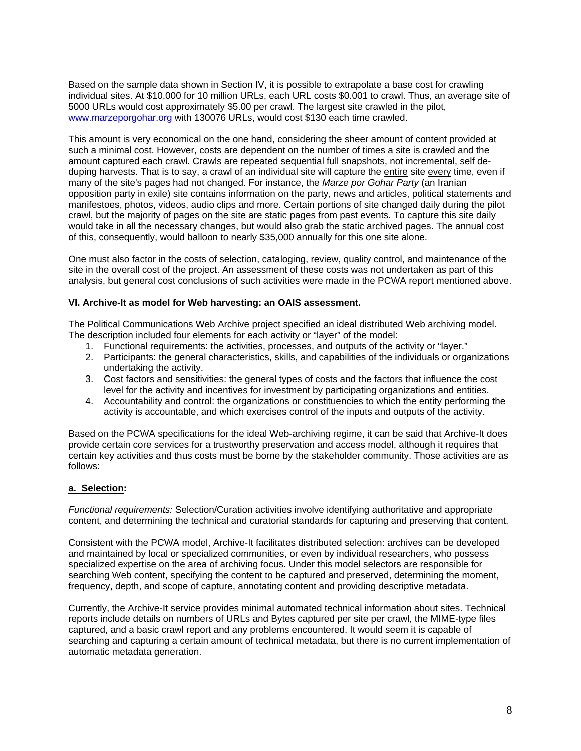Based on the sample data shown in Section IV, it is possible to extrapolate a base cost for crawling individual sites. At $10,000 for 10 million URLs, each URL costs $0.001 to crawl. Thus, an average site of 5000 URLs would cost approximately $5.00 per crawl. The largest site crawled in the pilot, [www.marzeporgohar.org](http://www.marzeporgohar.org) with 130076 URLs, would cost $130 each time crawled.

This amount is very economical on the one hand, considering the sheer amount of content provided at such a minimal cost. However, costs are dependent on the number of times a site is crawled and the amount captured each crawl. Crawls are repeated sequential full snapshots, not incremental, self de-duping harvests. That is to say, a crawl of an individual site will capture the entire site every time, even if many of the site's pages had not changed. For instance, the *Marze por Gohar Party* (an Iranian opposition party in exile) site contains information on the party, news and articles, political statements and manifestoes, photos, videos, audio clips and more. Certain portions of site changed daily during the pilot crawl, but the majority of pages on the site are static pages from past events. To capture this site daily would take in all the necessary changes, but would also grab the static archived pages. The annual cost of this, consequently, would balloon to nearly $35,000 annually for this one site alone.

One must also factor in the costs of selection, cataloging, review, quality control, and maintenance of the site in the overall cost of the project. An assessment of these costs was not undertaken as part of this analysis, but general cost conclusions of such activities were made in the PCWA report mentioned above.

**VI. Archive-It as model for Web harvesting: an OAIS assessment.**

The Political Communications Web Archive project specified an ideal distributed Web archiving model. The description included four elements for each activity or "layer" of the model:

1. Functional requirements: the activities, processes, and outputs of the activity or "layer."
2. Participants: the general characteristics, skills, and capabilities of the individuals or organizations undertaking the activity.
3. Cost factors and sensitivities: the general types of costs and the factors that influence the cost level for the activity and incentives for investment by participating organizations and entities.
4. Accountability and control: the organizations or constituencies to which the entity performing the activity is accountable, and which exercises control of the inputs and outputs of the activity.

Based on the PCWA specifications for the ideal Web-archiving regime, it can be said that Archive-It does provide certain core services for a trustworthy preservation and access model, although it requires that certain key activities and thus costs must be borne by the stakeholder community. Those activities are as follows:

**a. Selection:**

*Functional requirements:* Selection/Curation activities involve identifying authoritative and appropriate content, and determining the technical and curatorial standards for capturing and preserving that content.

Consistent with the PCWA model, Archive-It facilitates distributed selection: archives can be developed and maintained by local or specialized communities, or even by individual researchers, who possess specialized expertise on the area of archiving focus. Under this model selectors are responsible for searching Web content, specifying the content to be captured and preserved, determining the moment, frequency, depth, and scope of capture, annotating content and providing descriptive metadata.

Currently, the Archive-It service provides minimal automated technical information about sites. Technical reports include details on numbers of URLs and Bytes captured per site per crawl, the MIME-type files captured, and a basic crawl report and any problems encountered. It would seem it is capable of searching and capturing a certain amount of technical metadata, but there is no current implementation of automatic metadata generation.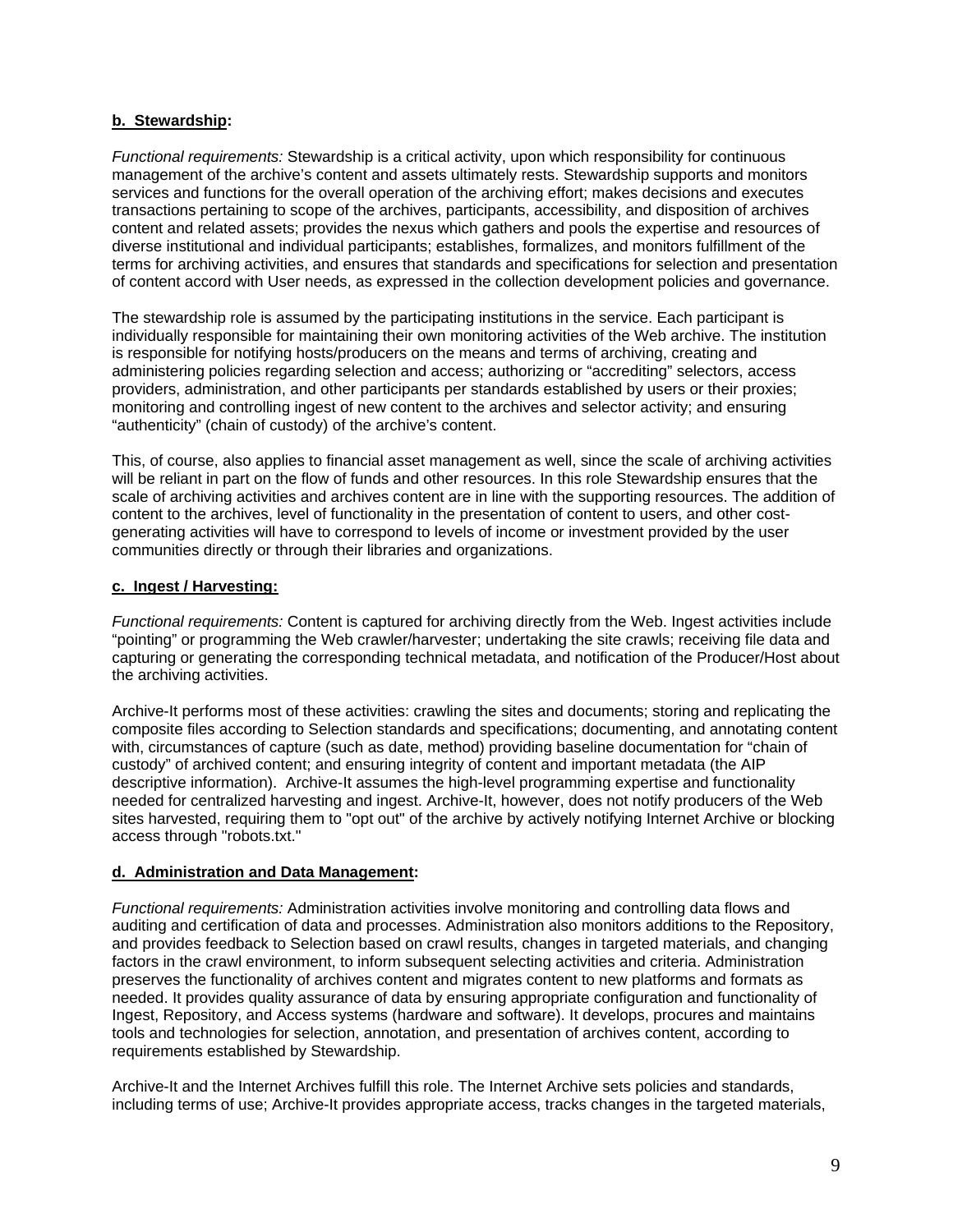**b. Stewardship:**

*Functional requirements:* Stewardship is a critical activity, upon which responsibility for continuous management of the archive's content and assets ultimately rests. Stewardship supports and monitors services and functions for the overall operation of the archiving effort; makes decisions and executes transactions pertaining to scope of the archives, participants, accessibility, and disposition of archives content and related assets; provides the nexus which gathers and pools the expertise and resources of diverse institutional and individual participants; establishes, formalizes, and monitors fulfillment of the terms for archiving activities, and ensures that standards and specifications for selection and presentation of content accord with User needs, as expressed in the collection development policies and governance.

The stewardship role is assumed by the participating institutions in the service. Each participant is individually responsible for maintaining their own monitoring activities of the Web archive. The institution is responsible for notifying hosts/producers on the means and terms of archiving, creating and administering policies regarding selection and access; authorizing or "accrediting" selectors, access providers, administration, and other participants per standards established by users or their proxies; monitoring and controlling ingest of new content to the archives and selector activity; and ensuring "authenticity" (chain of custody) of the archive's content.

This, of course, also applies to financial asset management as well, since the scale of archiving activities will be reliant in part on the flow of funds and other resources. In this role Stewardship ensures that the scale of archiving activities and archives content are in line with the supporting resources. The addition of content to the archives, level of functionality in the presentation of content to users, and other cost-generating activities will have to correspond to levels of income or investment provided by the user communities directly or through their libraries and organizations.

**c. Ingest / Harvesting:**

*Functional requirements:* Content is captured for archiving directly from the Web. Ingest activities include "pointing" or programming the Web crawler/harvester; undertaking the site crawls; receiving file data and capturing or generating the corresponding technical metadata, and notification of the Producer/Host about the archiving activities.

Archive-It performs most of these activities: crawling the sites and documents; storing and replicating the composite files according to Selection standards and specifications; documenting, and annotating content with, circumstances of capture (such as date, method) providing baseline documentation for "chain of custody" of archived content; and ensuring integrity of content and important metadata (the AIP descriptive information). Archive-It assumes the high-level programming expertise and functionality needed for centralized harvesting and ingest. Archive-It, however, does not notify producers of the Web sites harvested, requiring them to "opt out" of the archive by actively notifying Internet Archive or blocking access through "robots.txt."

**d. Administration and Data Management:**

*Functional requirements:* Administration activities involve monitoring and controlling data flows and auditing and certification of data and processes. Administration also monitors additions to the Repository, and provides feedback to Selection based on crawl results, changes in targeted materials, and changing factors in the crawl environment, to inform subsequent selecting activities and criteria. Administration preserves the functionality of archives content and migrates content to new platforms and formats as needed. It provides quality assurance of data by ensuring appropriate configuration and functionality of Ingest, Repository, and Access systems (hardware and software). It develops, procures and maintains tools and technologies for selection, annotation, and presentation of archives content, according to requirements established by Stewardship.

Archive-It and the Internet Archives fulfill this role. The Internet Archive sets policies and standards, including terms of use; Archive-It provides appropriate access, tracks changes in the targeted materials,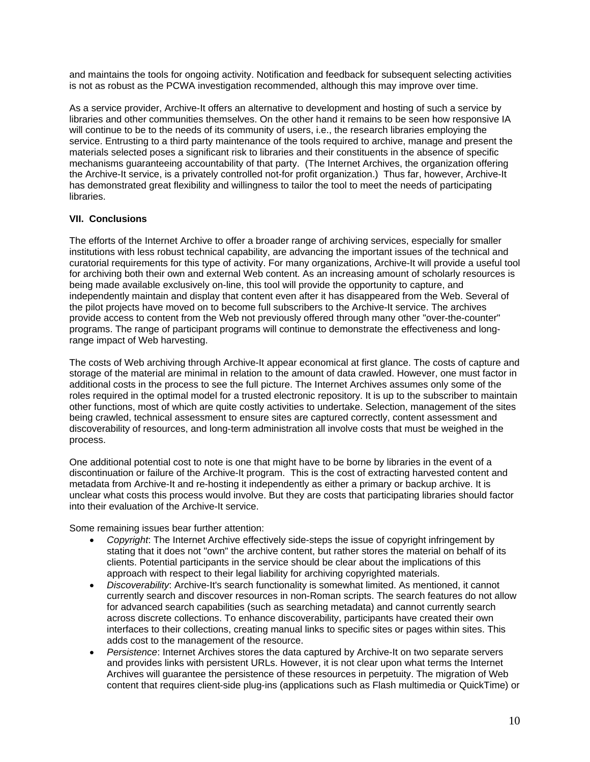and maintains the tools for ongoing activity. Notification and feedback for subsequent selecting activities is not as robust as the PCWA investigation recommended, although this may improve over time.

As a service provider, Archive-It offers an alternative to development and hosting of such a service by libraries and other communities themselves. On the other hand it remains to be seen how responsive IA will continue to be to the needs of its community of users, i.e., the research libraries employing the service. Entrusting to a third party maintenance of the tools required to archive, manage and present the materials selected poses a significant risk to libraries and their constituents in the absence of specific mechanisms guaranteeing accountability of that party. (The Internet Archives, the organization offering the Archive-It service, is a privately controlled not-for profit organization.) Thus far, however, Archive-It has demonstrated great flexibility and willingness to tailor the tool to meet the needs of participating libraries.

## VII. Conclusions

The efforts of the Internet Archive to offer a broader range of archiving services, especially for smaller institutions with less robust technical capability, are advancing the important issues of the technical and curatorial requirements for this type of activity. For many organizations, Archive-It will provide a useful tool for archiving both their own and external Web content. As an increasing amount of scholarly resources is being made available exclusively on-line, this tool will provide the opportunity to capture, and independently maintain and display that content even after it has disappeared from the Web. Several of the pilot projects have moved on to become full subscribers to the Archive-It service. The archives provide access to content from the Web not previously offered through many other "over-the-counter" programs. The range of participant programs will continue to demonstrate the effectiveness and long-range impact of Web harvesting.

The costs of Web archiving through Archive-It appear economical at first glance. The costs of capture and storage of the material are minimal in relation to the amount of data crawled. However, one must factor in additional costs in the process to see the full picture. The Internet Archives assumes only some of the roles required in the optimal model for a trusted electronic repository. It is up to the subscriber to maintain other functions, most of which are quite costly activities to undertake. Selection, management of the sites being crawled, technical assessment to ensure sites are captured correctly, content assessment and discoverability of resources, and long-term administration all involve costs that must be weighed in the process.

One additional potential cost to note is one that might have to be borne by libraries in the event of a discontinuation or failure of the Archive-It program. This is the cost of extracting harvested content and metadata from Archive-It and re-hosting it independently as either a primary or backup archive. It is unclear what costs this process would involve. But they are costs that participating libraries should factor into their evaluation of the Archive-It service.

Some remaining issues bear further attention:

- *Copyright*: The Internet Archive effectively side-steps the issue of copyright infringement by stating that it does not "own" the archive content, but rather stores the material on behalf of its clients. Potential participants in the service should be clear about the implications of this approach with respect to their legal liability for archiving copyrighted materials.
- *Discoverability*: Archive-It's search functionality is somewhat limited. As mentioned, it cannot currently search and discover resources in non-Roman scripts. The search features do not allow for advanced search capabilities (such as searching metadata) and cannot currently search across discrete collections. To enhance discoverability, participants have created their own interfaces to their collections, creating manual links to specific sites or pages within sites. This adds cost to the management of the resource.
- *Persistence*: Internet Archives stores the data captured by Archive-It on two separate servers and provides links with persistent URLs. However, it is not clear upon what terms the Internet Archives will guarantee the persistence of these resources in perpetuity. The migration of Web content that requires client-side plug-ins (applications such as Flash multimedia or QuickTime) or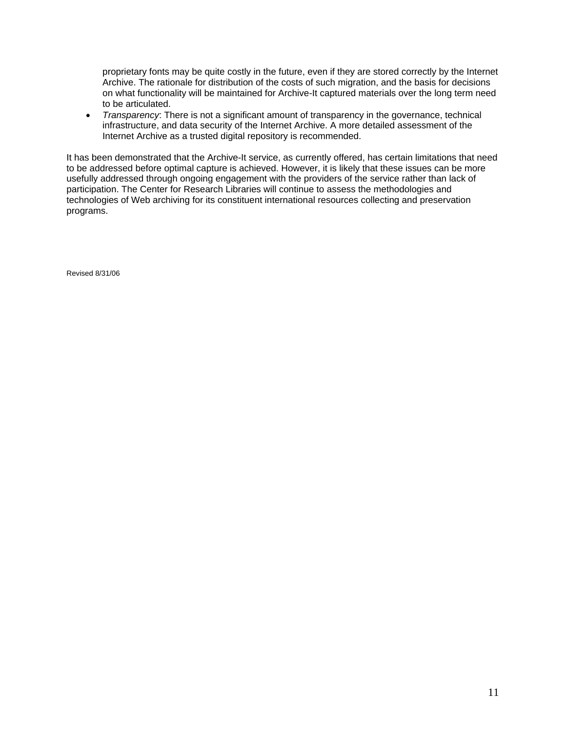proprietary fonts may be quite costly in the future, even if they are stored correctly by the Internet Archive. The rationale for distribution of the costs of such migration, and the basis for decisions on what functionality will be maintained for Archive-It captured materials over the long term need to be articulated.

- *Transparency*: There is not a significant amount of transparency in the governance, technical infrastructure, and data security of the Internet Archive. A more detailed assessment of the Internet Archive as a trusted digital repository is recommended.

It has been demonstrated that the Archive-It service, as currently offered, has certain limitations that need to be addressed before optimal capture is achieved. However, it is likely that these issues can be more usefully addressed through ongoing engagement with the providers of the service rather than lack of participation. The Center for Research Libraries will continue to assess the methodologies and technologies of Web archiving for its constituent international resources collecting and preservation programs.

Revised 8/31/06